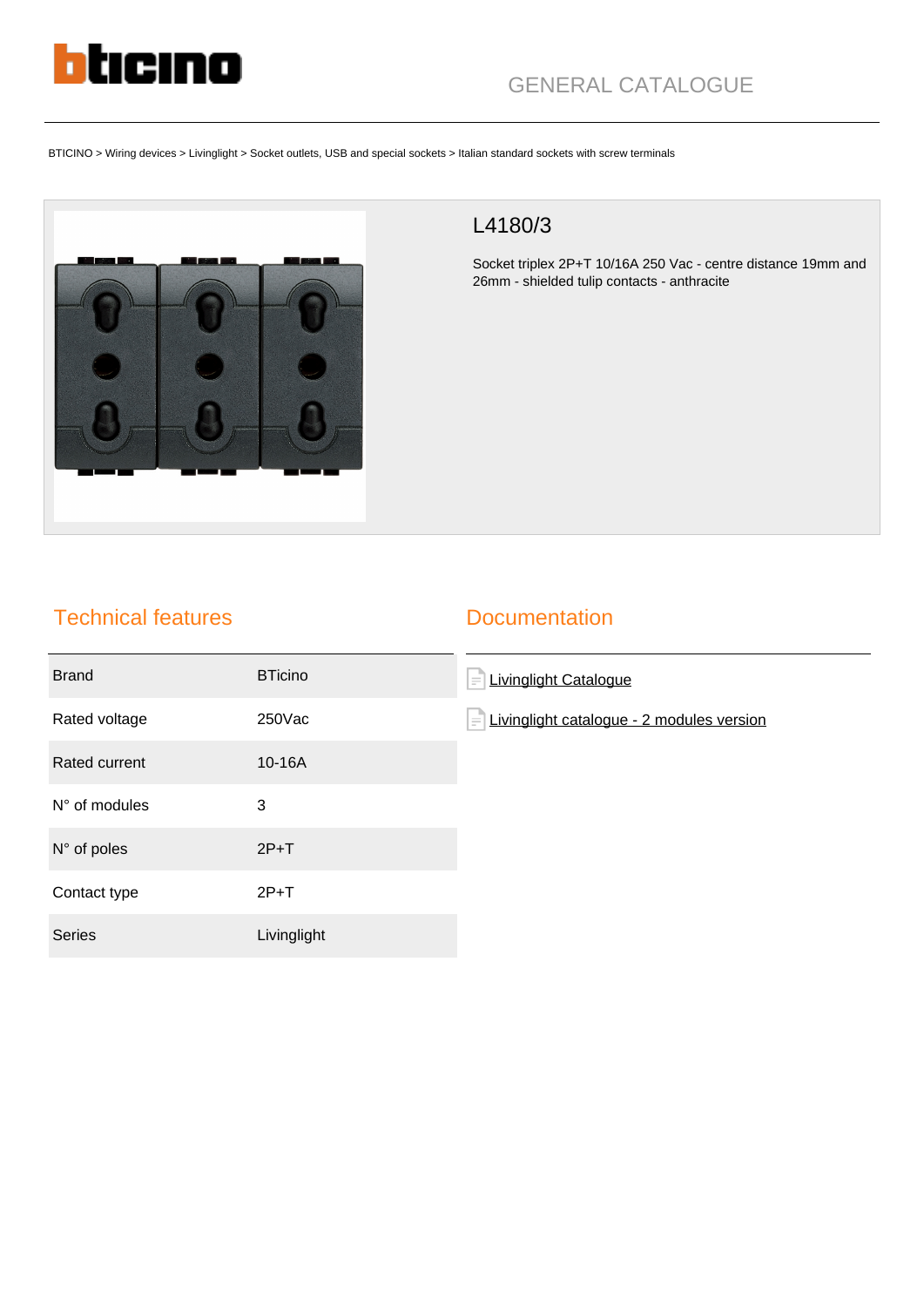GENERAL CATALOGUE

BTICINO > Wiring devices > Livinglight > Socket outlets, USB and special sockets > Italian standard sockets with screw terminals

# L4180/3

Socket triplex 2P+T 10/16A 250 Vac - centre distance 19mm and 26mm - shielded tulip contacts - anthracite

## Technical features

| | |
|---|---|
| Brand | BTicino |
| Rated voltage | 250Vac |
| Rated current | 10-16A |
| N° of modules | 3 |
| N° of poles | 2P+T |
| Contact type | 2P+T |
| Series | Livinglight |

## Documentation

- Livinglight Catalogue
- Livinglight catalogue - 2 modules version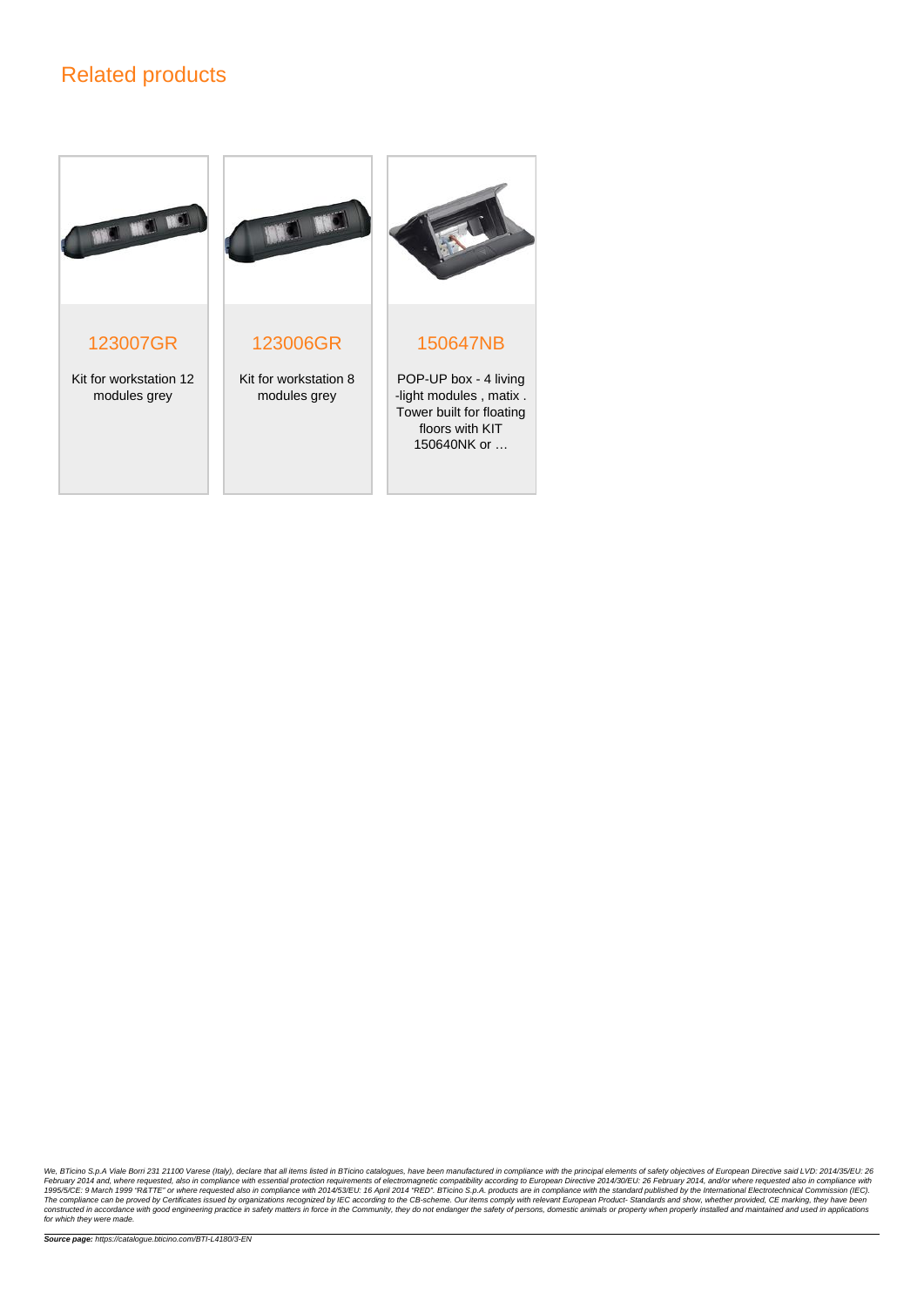## Related products

**123007GR**

Kit for workstation 12 modules grey

**123006GR**

Kit for workstation 8 modules grey

**150647NB**

POP-UP box - 4 living -light modules , matix . Tower built for floating floors with KIT 150640NK or …

*We, BTicino S.p.A Viale Borri 231 21100 Varese (Italy), declare that all items listed in BTicino catalogues, have been manufactured in compliance with the principal elements of safety objectives of European Directive said LVD: 2014/35/EU: 26 February 2014 and, where requested, also in compliance with essential protection requirements of electromagnetic compatibility according to European Directive 2014/30/EU: 26 February 2014, and/or where requested also in compliance with 1995/5/CE: 9 March 1999 "R&TTE" or where requested also in compliance with 2014/53/EU: 16 April 2014 "RED". BTicino S.p.A. products are in compliance with the standard published by the International Electrotechnical Commission (IEC). The compliance can be proved by Certificates issued by organizations recognized by IEC according to the CB-scheme. Our items comply with relevant European Product- Standards and show, whether provided, CE marking, they have been constructed in accordance with good engineering practice in safety matters in force in the Community, they do not endanger the safety of persons, domestic animals or property when properly installed and maintained and used in applications for which they were made.*

**Source page:** *https://catalogue.bticino.com/BTI-L4180/3-EN*